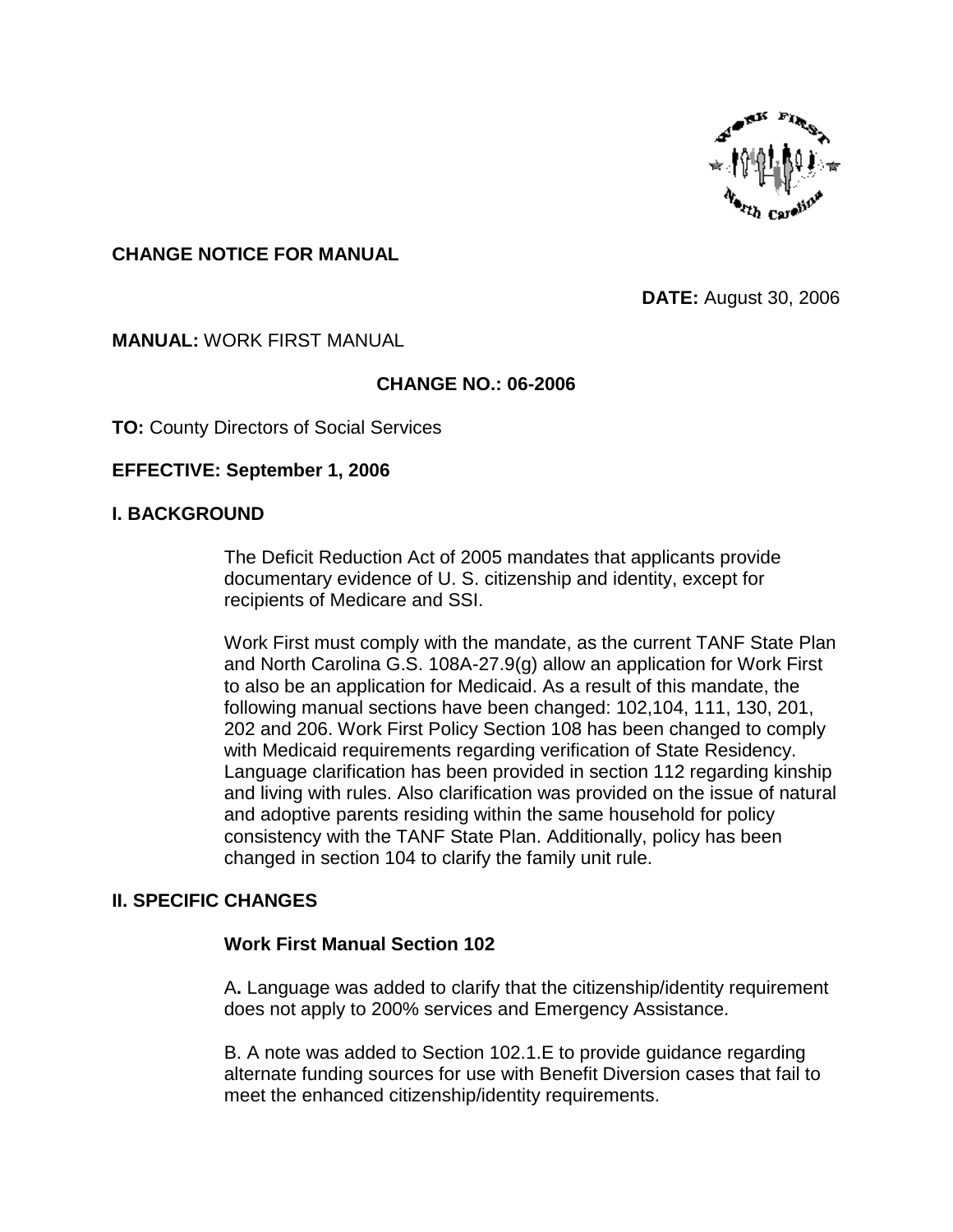**CHANGE NOTICE FOR MANUAL**

**DATE:** August 30, 2006

**MANUAL:** WORK FIRST MANUAL

**CHANGE NO.: 06-2006**

**TO:** County Directors of Social Services

**EFFECTIVE: September 1, 2006**

## I. BACKGROUND

The Deficit Reduction Act of 2005 mandates that applicants provide documentary evidence of U. S. citizenship and identity, except for recipients of Medicare and SSI.

Work First must comply with the mandate, as the current TANF State Plan and North Carolina G.S. 108A-27.9(g) allow an application for Work First to also be an application for Medicaid. As a result of this mandate, the following manual sections have been changed: 102,104, 111, 130, 201, 202 and 206. Work First Policy Section 108 has been changed to comply with Medicaid requirements regarding verification of State Residency. Language clarification has been provided in section 112 regarding kinship and living with rules. Also clarification was provided on the issue of natural and adoptive parents residing within the same household for policy consistency with the TANF State Plan. Additionally, policy has been changed in section 104 to clarify the family unit rule.

## II. SPECIFIC CHANGES

### Work First Manual Section 102

A**.** Language was added to clarify that the citizenship/identity requirement does not apply to 200% services and Emergency Assistance.

B. A note was added to Section 102.1.E to provide guidance regarding alternate funding sources for use with Benefit Diversion cases that fail to meet the enhanced citizenship/identity requirements.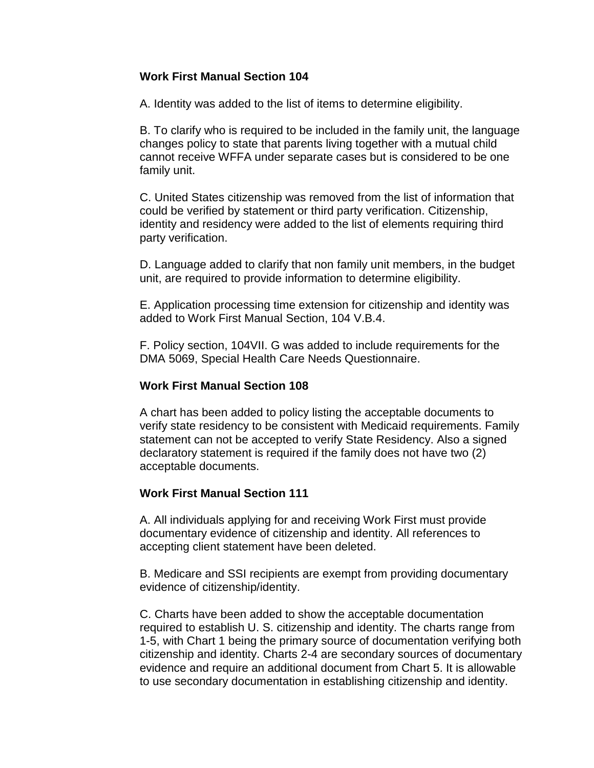**Work First Manual Section 104**

A. Identity was added to the list of items to determine eligibility.

B. To clarify who is required to be included in the family unit, the language changes policy to state that parents living together with a mutual child cannot receive WFFA under separate cases but is considered to be one family unit.

C. United States citizenship was removed from the list of information that could be verified by statement or third party verification. Citizenship, identity and residency were added to the list of elements requiring third party verification.

D. Language added to clarify that non family unit members, in the budget unit, are required to provide information to determine eligibility.

E. Application processing time extension for citizenship and identity was added to Work First Manual Section, 104 V.B.4.

F. Policy section, 104VII. G was added to include requirements for the DMA 5069, Special Health Care Needs Questionnaire.

**Work First Manual Section 108**

A chart has been added to policy listing the acceptable documents to verify state residency to be consistent with Medicaid requirements. Family statement can not be accepted to verify State Residency. Also a signed declaratory statement is required if the family does not have two (2) acceptable documents.

**Work First Manual Section 111**

A. All individuals applying for and receiving Work First must provide documentary evidence of citizenship and identity. All references to accepting client statement have been deleted.

B. Medicare and SSI recipients are exempt from providing documentary evidence of citizenship/identity.

C. Charts have been added to show the acceptable documentation required to establish U. S. citizenship and identity. The charts range from 1-5, with Chart 1 being the primary source of documentation verifying both citizenship and identity. Charts 2-4 are secondary sources of documentary evidence and require an additional document from Chart 5. It is allowable to use secondary documentation in establishing citizenship and identity.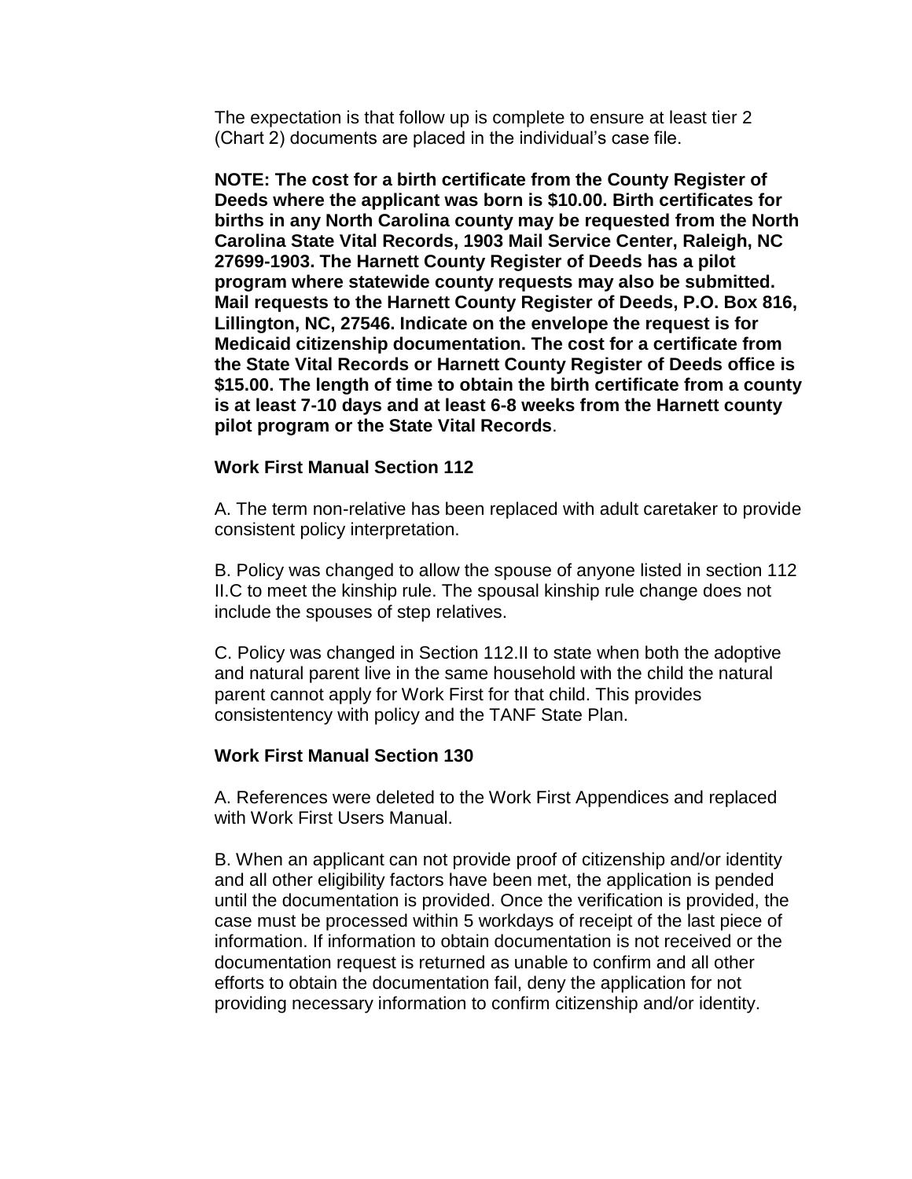The expectation is that follow up is complete to ensure at least tier 2 (Chart 2) documents are placed in the individual's case file.

**NOTE: The cost for a birth certificate from the County Register of Deeds where the applicant was born is $10.00. Birth certificates for births in any North Carolina county may be requested from the North Carolina State Vital Records, 1903 Mail Service Center, Raleigh, NC 27699-1903. The Harnett County Register of Deeds has a pilot program where statewide county requests may also be submitted. Mail requests to the Harnett County Register of Deeds, P.O. Box 816, Lillington, NC, 27546. Indicate on the envelope the request is for Medicaid citizenship documentation. The cost for a certificate from the State Vital Records or Harnett County Register of Deeds office is $15.00. The length of time to obtain the birth certificate from a county is at least 7-10 days and at least 6-8 weeks from the Harnett county pilot program or the State Vital Records**.

**Work First Manual Section 112**

A. The term non-relative has been replaced with adult caretaker to provide consistent policy interpretation.

B. Policy was changed to allow the spouse of anyone listed in section 112 II.C to meet the kinship rule. The spousal kinship rule change does not include the spouses of step relatives.

C. Policy was changed in Section 112.II to state when both the adoptive and natural parent live in the same household with the child the natural parent cannot apply for Work First for that child. This provides consistentency with policy and the TANF State Plan.

**Work First Manual Section 130**

A. References were deleted to the Work First Appendices and replaced with Work First Users Manual.

B. When an applicant can not provide proof of citizenship and/or identity and all other eligibility factors have been met, the application is pended until the documentation is provided. Once the verification is provided, the case must be processed within 5 workdays of receipt of the last piece of information. If information to obtain documentation is not received or the documentation request is returned as unable to confirm and all other efforts to obtain the documentation fail, deny the application for not providing necessary information to confirm citizenship and/or identity.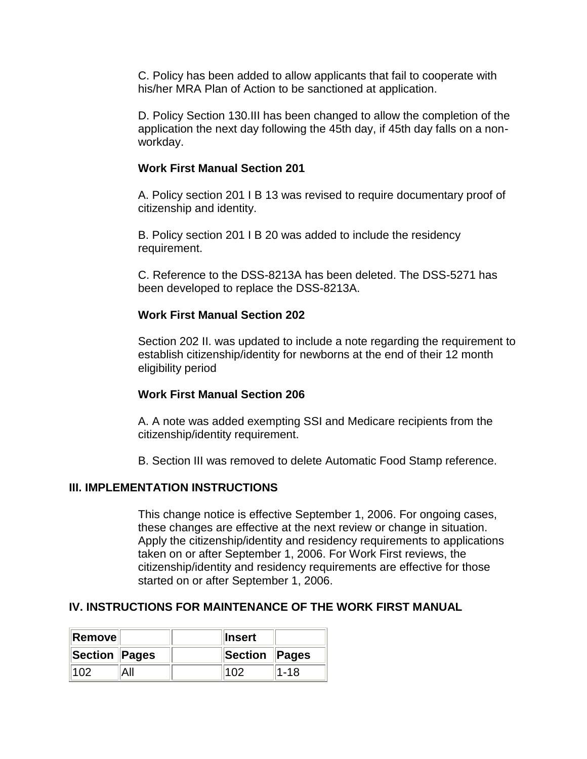C. Policy has been added to allow applicants that fail to cooperate with his/her MRA Plan of Action to be sanctioned at application.

D. Policy Section 130.III has been changed to allow the completion of the application the next day following the 45th day, if 45th day falls on a non-workday.

**Work First Manual Section 201**

A. Policy section 201 I B 13 was revised to require documentary proof of citizenship and identity.

B. Policy section 201 I B 20 was added to include the residency requirement.

C. Reference to the DSS-8213A has been deleted. The DSS-5271 has been developed to replace the DSS-8213A.

**Work First Manual Section 202**

Section 202 II. was updated to include a note regarding the requirement to establish citizenship/identity for newborns at the end of their 12 month eligibility period

**Work First Manual Section 206**

A. A note was added exempting SSI and Medicare recipients from the citizenship/identity requirement.

B. Section III was removed to delete Automatic Food Stamp reference.

### III. IMPLEMENTATION INSTRUCTIONS

This change notice is effective September 1, 2006. For ongoing cases, these changes are effective at the next review or change in situation. Apply the citizenship/identity and residency requirements to applications taken on or after September 1, 2006. For Work First reviews, the citizenship/identity and residency requirements are effective for those started on or after September 1, 2006.

### IV. INSTRUCTIONS FOR MAINTENANCE OF THE WORK FIRST MANUAL

| **Remove** | | | **Insert** | |
|---|---|---|---|---|
| **Section** | **Pages** | | **Section** | **Pages** |
| 102 | All | | 102 | 1-18 |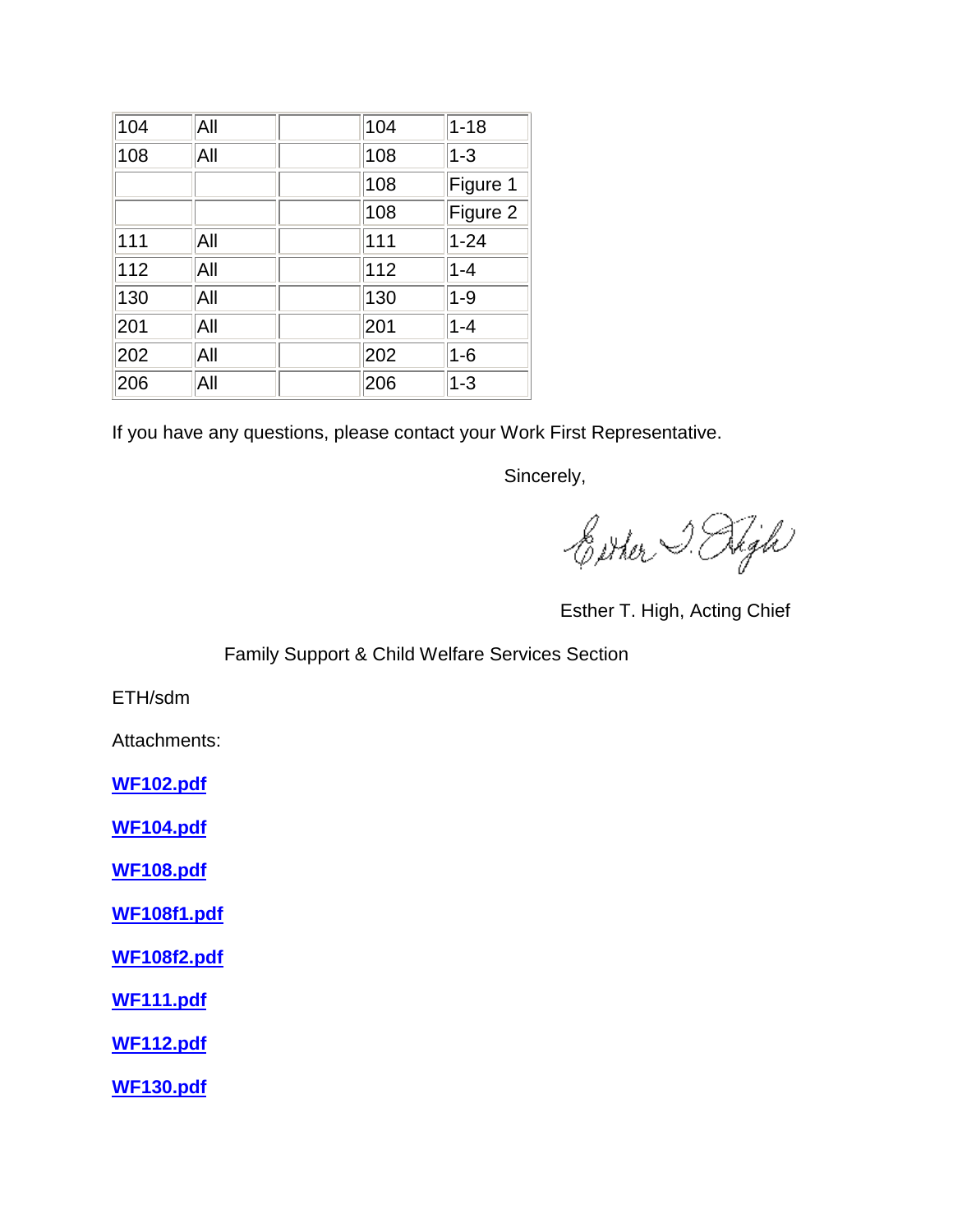| | | | | |
|---|---|---|---|---|
| 104 | All | | 104 | 1-18 |
| 108 | All | | 108 | 1-3 |
| | | | 108 | Figure 1 |
| | | | 108 | Figure 2 |
| 111 | All | | 111 | 1-24 |
| 112 | All | | 112 | 1-4 |
| 130 | All | | 130 | 1-9 |
| 201 | All | | 201 | 1-4 |
| 202 | All | | 202 | 1-6 |
| 206 | All | | 206 | 1-3 |

If you have any questions, please contact your Work First Representative.

Sincerely,

Esther T. High, Acting Chief

Family Support & Child Welfare Services Section

ETH/sdm

Attachments:

**WF102.pdf**

**WF104.pdf**

**WF108.pdf**

**WF108f1.pdf**

**WF108f2.pdf**

**WF111.pdf**

**WF112.pdf**

**WF130.pdf**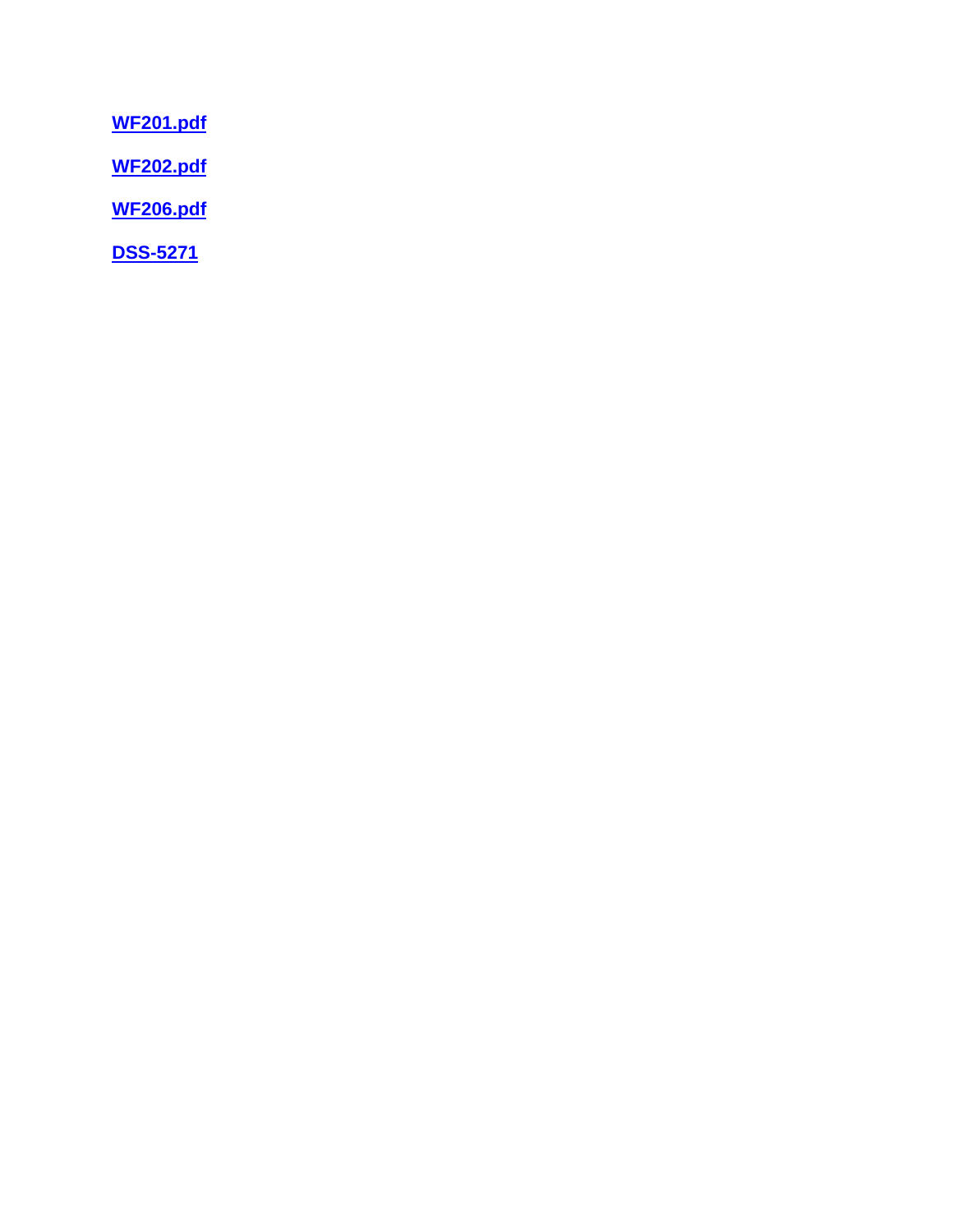**WF201.pdf**

**WF202.pdf**

**WF206.pdf**

**DSS-5271**